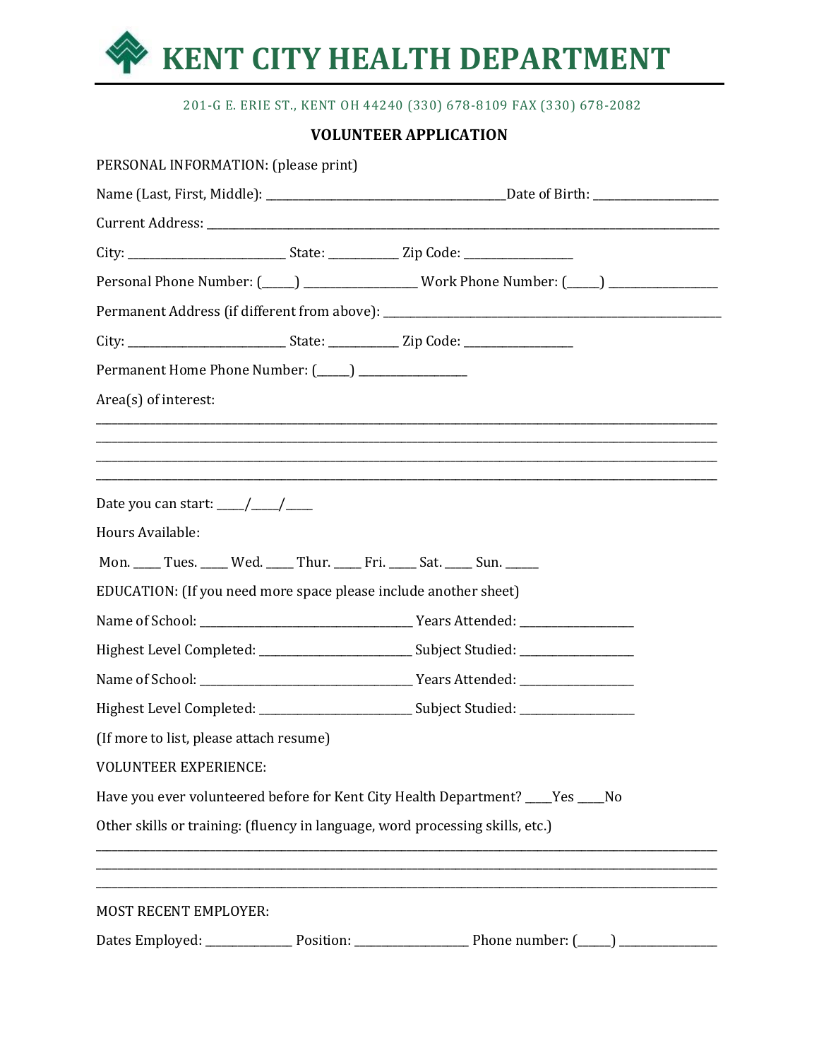# KENT CITY HEALTH DEPARTMENT

201-G E. ERIE ST., KENT OH 44240 (330) 678-8109 FAX (330) 678-2082

## VOLUNTEER APPLICATION

PERSONAL INFORMATION: (please print)

Name (Last, First, Middle): ________________________________________Date of Birth: ____________________

Current Address: ________________________________________________________________________________

City: __________________________ State: ___________ Zip Code: __________________

Personal Phone Number: (_____) __________________ Work Phone Number: (_____) __________________

Permanent Address (if different from above): _____________________________________________________

City: __________________________ State: ___________ Zip Code: __________________

Permanent Home Phone Number: (_____) __________________

Area(s) of interest:

____________________________________________________________________________________________
____________________________________________________________________________________________
____________________________________________________________________________________________
____________________________________________________________________________________________

Date you can start: _____/_____/_____

Hours Available:

Mon. _____ Tues. _____ Wed. _____ Thur. _____ Fri. _____ Sat. _____ Sun. _____

EDUCATION: (If you need more space please include another sheet)

Name of School: ___________________________________ Years Attended: __________________

Highest Level Completed: _________________________ Subject Studied: __________________

Name of School: ___________________________________ Years Attended: __________________

Highest Level Completed: _________________________ Subject Studied: __________________

(If more to list, please attach resume)

VOLUNTEER EXPERIENCE:

Have you ever volunteered before for Kent City Health Department? ____Yes ____No

Other skills or training: (fluency in language, word processing skills, etc.)

____________________________________________________________________________________________
____________________________________________________________________________________________
____________________________________________________________________________________________

MOST RECENT EMPLOYER:

Dates Employed: ______________ Position: __________________ Phone number: (_____) ________________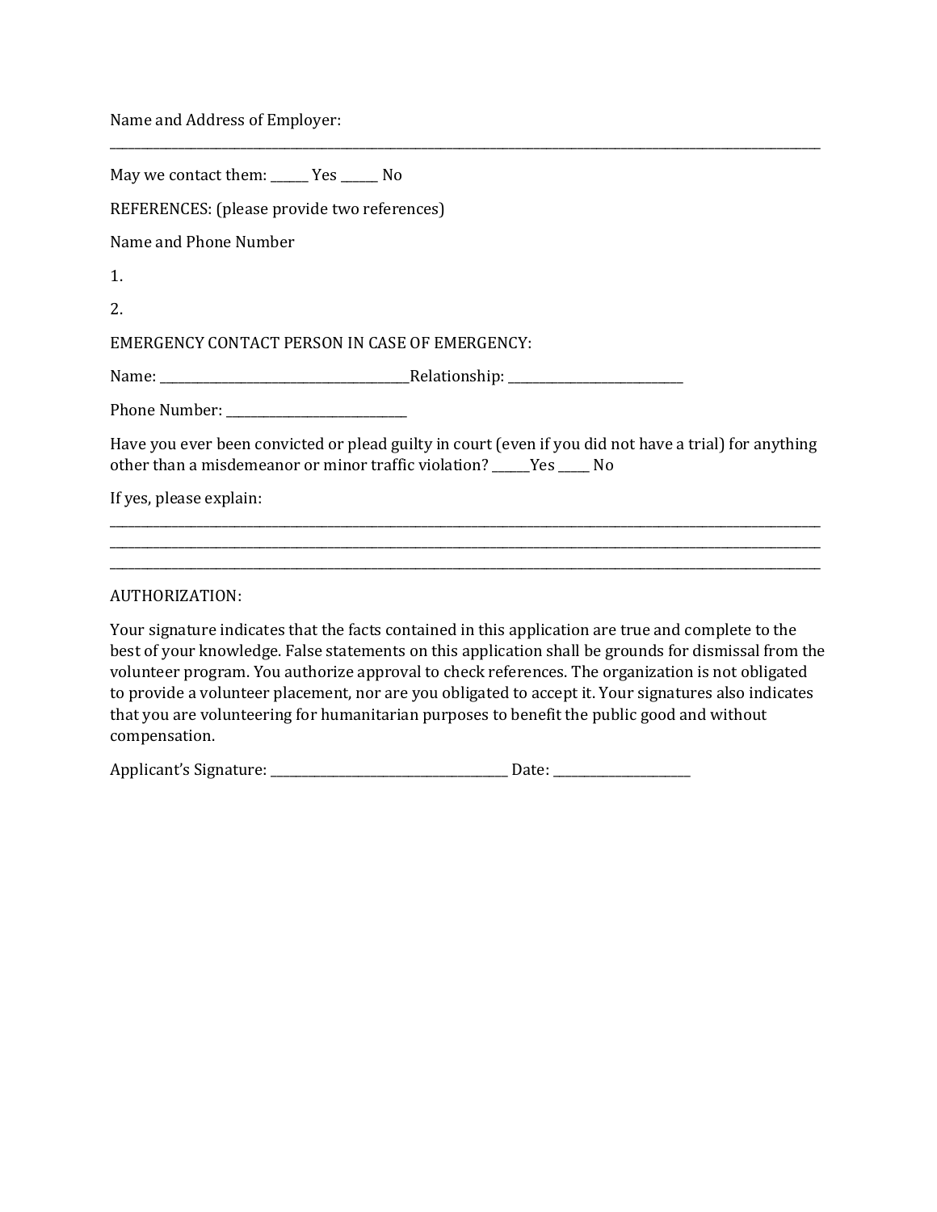Name and Address of Employer:

_______________________________________________________________________________________________

May we contact them: ______ Yes ______ No

REFERENCES: (please provide two references)

Name and Phone Number

1.

2.

EMERGENCY CONTACT PERSON IN CASE OF EMERGENCY:

Name: ________________________________________Relationship: ____________________________

Phone Number: ____________________________

Have you ever been convicted or plead guilty in court (even if you did not have a trial) for anything other than a misdemeanor or minor traffic violation? ______Yes _____ No

If yes, please explain:

_______________________________________________________________________________________________
_______________________________________________________________________________________________
_______________________________________________________________________________________________

AUTHORIZATION:

Your signature indicates that the facts contained in this application are true and complete to the best of your knowledge. False statements on this application shall be grounds for dismissal from the volunteer program. You authorize approval to check references. The organization is not obligated to provide a volunteer placement, nor are you obligated to accept it. Your signatures also indicates that you are volunteering for humanitarian purposes to benefit the public good and without compensation.

Applicant's Signature: _____________________________________ Date: _____________________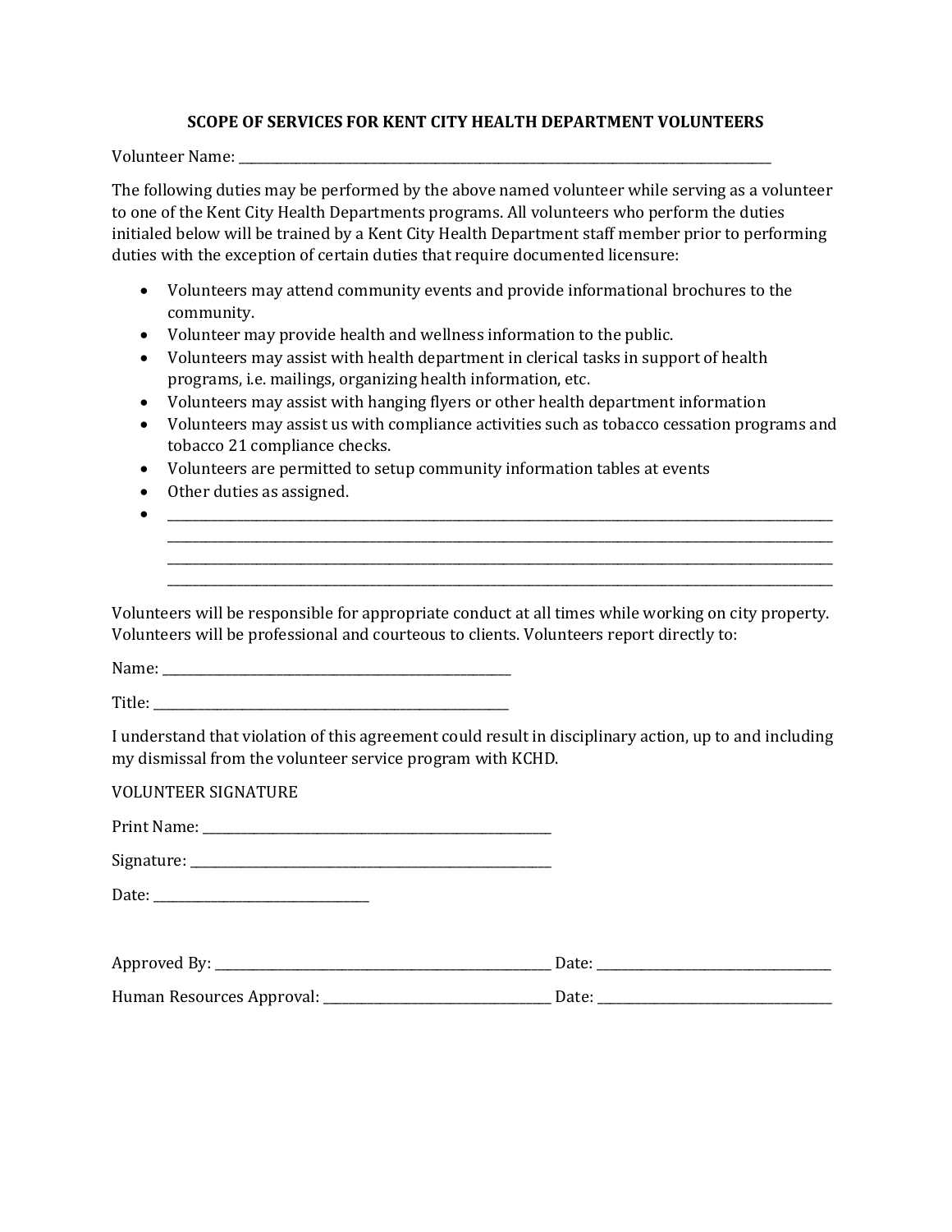## SCOPE OF SERVICES FOR KENT CITY HEALTH DEPARTMENT VOLUNTEERS

Volunteer Name: ______________________________________________________________________________

The following duties may be performed by the above named volunteer while serving as a volunteer to one of the Kent City Health Departments programs. All volunteers who perform the duties initialed below will be trained by a Kent City Health Department staff member prior to performing duties with the exception of certain duties that require documented licensure:

- Volunteers may attend community events and provide informational brochures to the community.
- Volunteer may provide health and wellness information to the public.
- Volunteers may assist with health department in clerical tasks in support of health programs, i.e. mailings, organizing health information, etc.
- Volunteers may assist with hanging flyers or other health department information
- Volunteers may assist us with compliance activities such as tobacco cessation programs and tobacco 21 compliance checks.
- Volunteers are permitted to setup community information tables at events
- Other duties as assigned.
- ____________________________________________________________________________________________
  ____________________________________________________________________________________________
  ____________________________________________________________________________________________
  ____________________________________________________________________________________________

Volunteers will be responsible for appropriate conduct at all times while working on city property. Volunteers will be professional and courteous to clients. Volunteers report directly to:

Name: ____________________________________________________

Title: _____________________________________________________

I understand that violation of this agreement could result in disciplinary action, up to and including my dismissal from the volunteer service program with KCHD.

VOLUNTEER SIGNATURE

Print Name: ________________________________________________

Signature: __________________________________________________

Date: ______________________________

Approved By: _______________________________________________ Date: _________________________________

Human Resources Approval: _________________________________ Date: _________________________________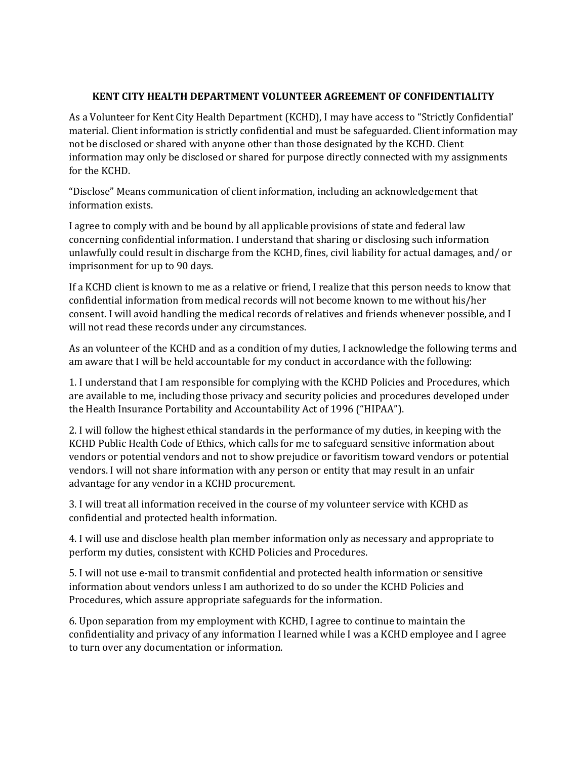**KENT CITY HEALTH DEPARTMENT VOLUNTEER AGREEMENT OF CONFIDENTIALITY**

As a Volunteer for Kent City Health Department (KCHD), I may have access to "Strictly Confidential' material. Client information is strictly confidential and must be safeguarded. Client information may not be disclosed or shared with anyone other than those designated by the KCHD. Client information may only be disclosed or shared for purpose directly connected with my assignments for the KCHD.

"Disclose" Means communication of client information, including an acknowledgement that information exists.

I agree to comply with and be bound by all applicable provisions of state and federal law concerning confidential information. I understand that sharing or disclosing such information unlawfully could result in discharge from the KCHD, fines, civil liability for actual damages, and/ or imprisonment for up to 90 days.

If a KCHD client is known to me as a relative or friend, I realize that this person needs to know that confidential information from medical records will not become known to me without his/her consent. I will avoid handling the medical records of relatives and friends whenever possible, and I will not read these records under any circumstances.

As an volunteer of the KCHD and as a condition of my duties, I acknowledge the following terms and am aware that I will be held accountable for my conduct in accordance with the following:

1. I understand that I am responsible for complying with the KCHD Policies and Procedures, which are available to me, including those privacy and security policies and procedures developed under the Health Insurance Portability and Accountability Act of 1996 ("HIPAA").

2. I will follow the highest ethical standards in the performance of my duties, in keeping with the KCHD Public Health Code of Ethics, which calls for me to safeguard sensitive information about vendors or potential vendors and not to show prejudice or favoritism toward vendors or potential vendors. I will not share information with any person or entity that may result in an unfair advantage for any vendor in a KCHD procurement.

3. I will treat all information received in the course of my volunteer service with KCHD as confidential and protected health information.

4. I will use and disclose health plan member information only as necessary and appropriate to perform my duties, consistent with KCHD Policies and Procedures.

5. I will not use e-mail to transmit confidential and protected health information or sensitive information about vendors unless I am authorized to do so under the KCHD Policies and Procedures, which assure appropriate safeguards for the information.

6. Upon separation from my employment with KCHD, I agree to continue to maintain the confidentiality and privacy of any information I learned while I was a KCHD employee and I agree to turn over any documentation or information.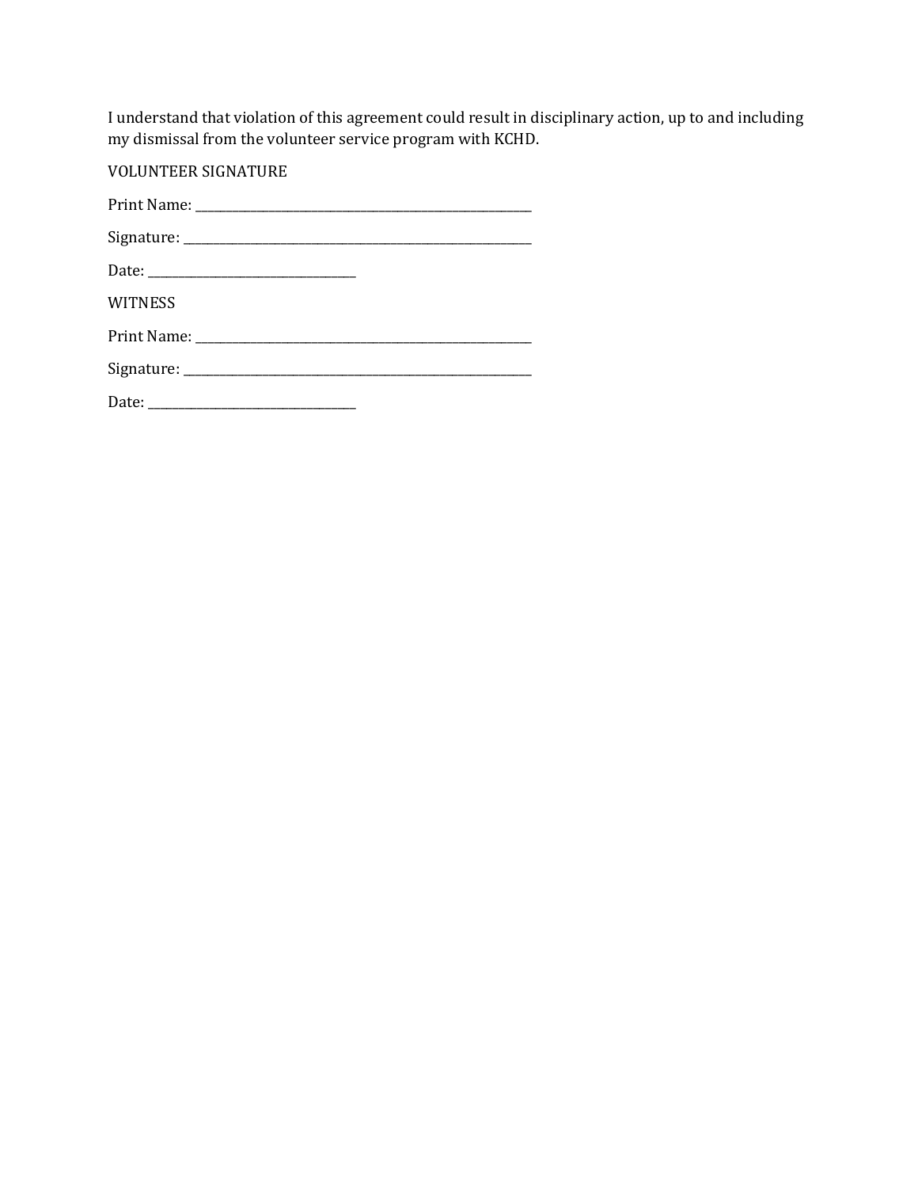I understand that violation of this agreement could result in disciplinary action, up to and including my dismissal from the volunteer service program with KCHD.

VOLUNTEER SIGNATURE

Print Name: ___________________________________________

Signature: ____________________________________________

Date: __________________________

WITNESS

Print Name: ___________________________________________

Signature: ____________________________________________

Date: __________________________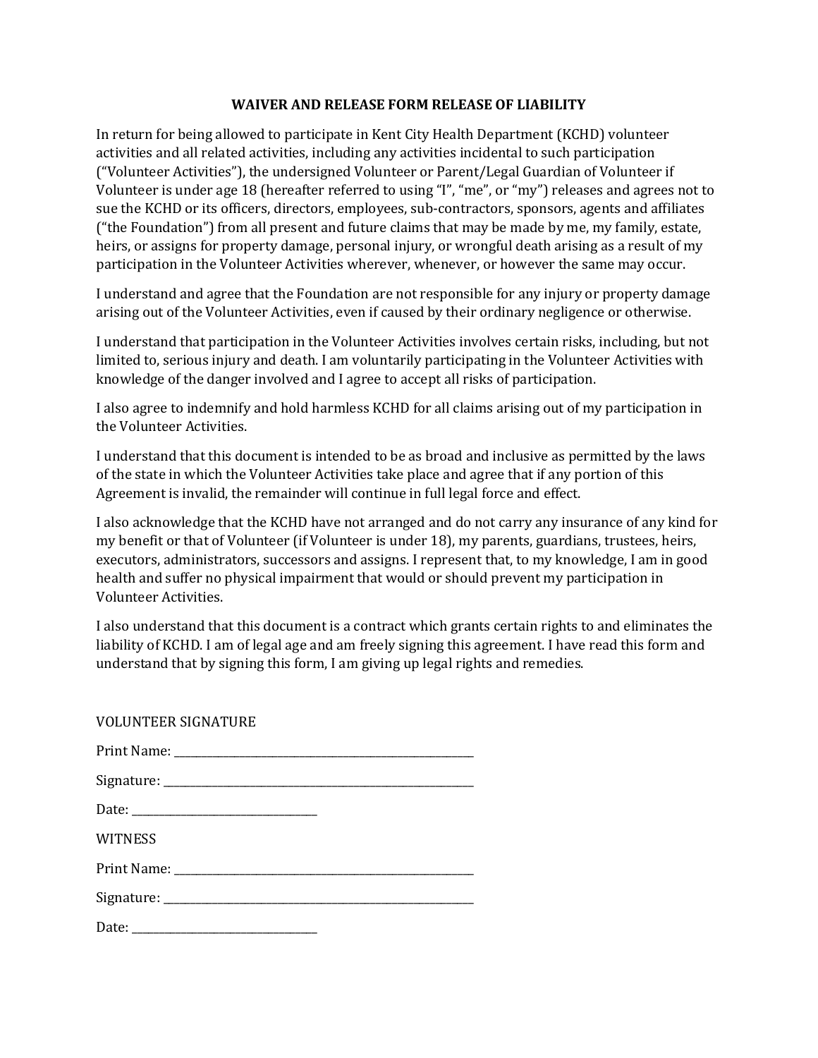# WAIVER AND RELEASE FORM RELEASE OF LIABILITY

In return for being allowed to participate in Kent City Health Department (KCHD) volunteer activities and all related activities, including any activities incidental to such participation ("Volunteer Activities"), the undersigned Volunteer or Parent/Legal Guardian of Volunteer if Volunteer is under age 18 (hereafter referred to using "I", "me", or "my") releases and agrees not to sue the KCHD or its officers, directors, employees, sub-contractors, sponsors, agents and affiliates ("the Foundation") from all present and future claims that may be made by me, my family, estate, heirs, or assigns for property damage, personal injury, or wrongful death arising as a result of my participation in the Volunteer Activities wherever, whenever, or however the same may occur.

I understand and agree that the Foundation are not responsible for any injury or property damage arising out of the Volunteer Activities, even if caused by their ordinary negligence or otherwise.

I understand that participation in the Volunteer Activities involves certain risks, including, but not limited to, serious injury and death. I am voluntarily participating in the Volunteer Activities with knowledge of the danger involved and I agree to accept all risks of participation.

I also agree to indemnify and hold harmless KCHD for all claims arising out of my participation in the Volunteer Activities.

I understand that this document is intended to be as broad and inclusive as permitted by the laws of the state in which the Volunteer Activities take place and agree that if any portion of this Agreement is invalid, the remainder will continue in full legal force and effect.

I also acknowledge that the KCHD have not arranged and do not carry any insurance of any kind for my benefit or that of Volunteer (if Volunteer is under 18), my parents, guardians, trustees, heirs, executors, administrators, successors and assigns. I represent that, to my knowledge, I am in good health and suffer no physical impairment that would or should prevent my participation in Volunteer Activities.

I also understand that this document is a contract which grants certain rights to and eliminates the liability of KCHD. I am of legal age and am freely signing this agreement. I have read this form and understand that by signing this form, I am giving up legal rights and remedies.

VOLUNTEER SIGNATURE

Print Name: ______________________________________________

Signature: ______________________________________________

Date: __________________________

WITNESS

Print Name: ______________________________________________

Signature: ______________________________________________

Date: __________________________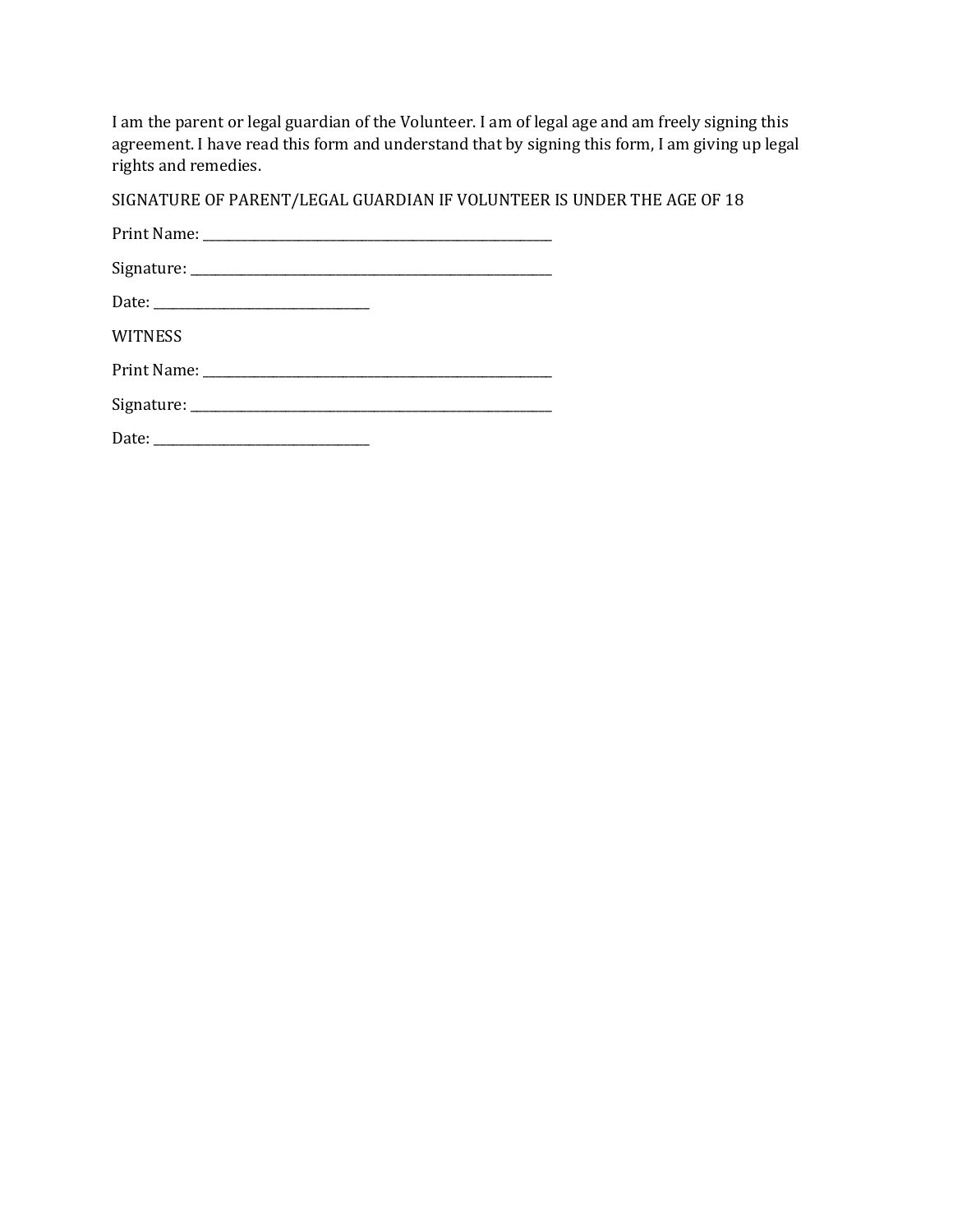I am the parent or legal guardian of the Volunteer. I am of legal age and am freely signing this agreement. I have read this form and understand that by signing this form, I am giving up legal rights and remedies.

SIGNATURE OF PARENT/LEGAL GUARDIAN IF VOLUNTEER IS UNDER THE AGE OF 18

Print Name: ____________________________________________

Signature: ______________________________________________

Date: ___________________________

WITNESS

Print Name: ____________________________________________

Signature: ______________________________________________

Date: ___________________________